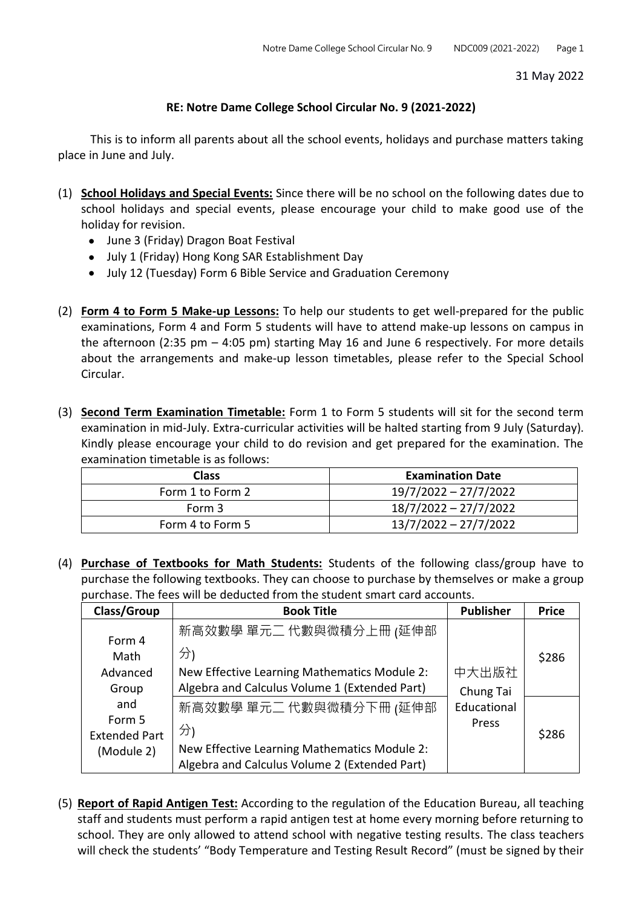31 May 2022

**RE: Notre Dame College School Circular No. 9 (2021-2022)**

This is to inform all parents about all the school events, holidays and purchase matters taking place in June and July.

(1) **School Holidays and Special Events:** Since there will be no school on the following dates due to school holidays and special events, please encourage your child to make good use of the holiday for revision.

- June 3 (Friday) Dragon Boat Festival
- July 1 (Friday) Hong Kong SAR Establishment Day
- July 12 (Tuesday) Form 6 Bible Service and Graduation Ceremony

(2) **Form 4 to Form 5 Make-up Lessons:** To help our students to get well-prepared for the public examinations, Form 4 and Form 5 students will have to attend make-up lessons on campus in the afternoon (2:35 pm – 4:05 pm) starting May 16 and June 6 respectively. For more details about the arrangements and make-up lesson timetables, please refer to the Special School Circular.

(3) **Second Term Examination Timetable:** Form 1 to Form 5 students will sit for the second term examination in mid-July. Extra-curricular activities will be halted starting from 9 July (Saturday). Kindly please encourage your child to do revision and get prepared for the examination. The examination timetable is as follows:

| Class | Examination Date |
|---|---|
| Form 1 to Form 2 | 19/7/2022 – 27/7/2022 |
| Form 3 | 18/7/2022 – 27/7/2022 |
| Form 4 to Form 5 | 13/7/2022 – 27/7/2022 |

(4) **Purchase of Textbooks for Math Students:** Students of the following class/group have to purchase the following textbooks. They can choose to purchase by themselves or make a group purchase. The fees will be deducted from the student smart card accounts.

| Class/Group | Book Title | Publisher | Price |
|---|---|---|---|
| Form 4 Math Advanced Group and Form 5 Extended Part (Module 2) | 新高效數學 單元二 代數與微積分上冊 (延伸部分) New Effective Learning Mathematics Module 2: Algebra and Calculus Volume 1 (Extended Part) | 中大出版社 Chung Tai Educational Press | $286 |
| | 新高效數學 單元二 代數與微積分下冊 (延伸部分) New Effective Learning Mathematics Module 2: Algebra and Calculus Volume 2 (Extended Part) | | $286 |

(5) **Report of Rapid Antigen Test:** According to the regulation of the Education Bureau, all teaching staff and students must perform a rapid antigen test at home every morning before returning to school. They are only allowed to attend school with negative testing results. The class teachers will check the students' "Body Temperature and Testing Result Record" (must be signed by their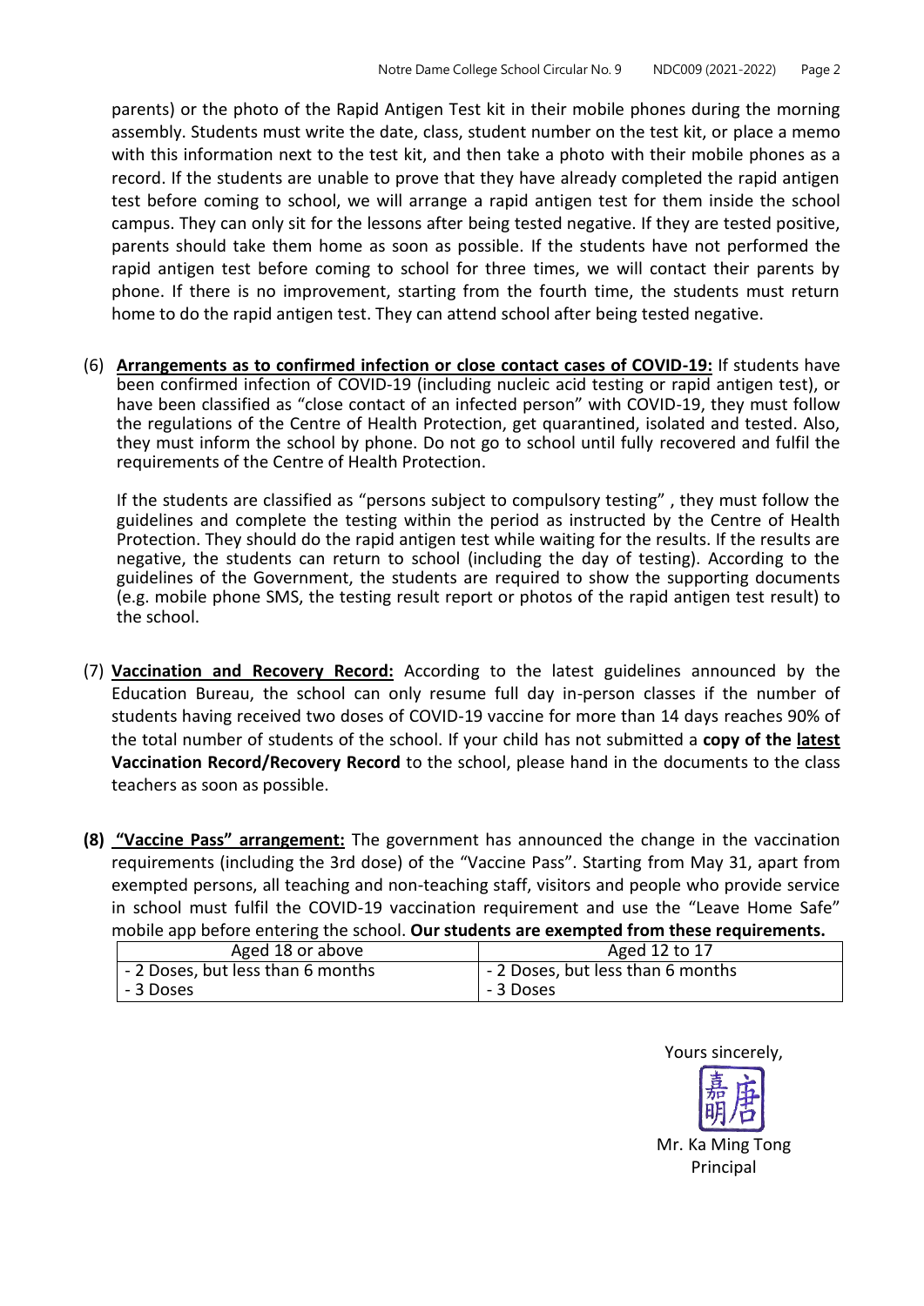parents) or the photo of the Rapid Antigen Test kit in their mobile phones during the morning assembly. Students must write the date, class, student number on the test kit, or place a memo with this information next to the test kit, and then take a photo with their mobile phones as a record. If the students are unable to prove that they have already completed the rapid antigen test before coming to school, we will arrange a rapid antigen test for them inside the school campus. They can only sit for the lessons after being tested negative. If they are tested positive, parents should take them home as soon as possible. If the students have not performed the rapid antigen test before coming to school for three times, we will contact their parents by phone. If there is no improvement, starting from the fourth time, the students must return home to do the rapid antigen test. They can attend school after being tested negative.

(6) **Arrangements as to confirmed infection or close contact cases of COVID-19:** If students have been confirmed infection of COVID-19 (including nucleic acid testing or rapid antigen test), or have been classified as "close contact of an infected person" with COVID-19, they must follow the regulations of the Centre of Health Protection, get quarantined, isolated and tested. Also, they must inform the school by phone. Do not go to school until fully recovered and fulfil the requirements of the Centre of Health Protection.

If the students are classified as "persons subject to compulsory testing" , they must follow the guidelines and complete the testing within the period as instructed by the Centre of Health Protection. They should do the rapid antigen test while waiting for the results. If the results are negative, the students can return to school (including the day of testing). According to the guidelines of the Government, the students are required to show the supporting documents (e.g. mobile phone SMS, the testing result report or photos of the rapid antigen test result) to the school.

(7) **Vaccination and Recovery Record:** According to the latest guidelines announced by the Education Bureau, the school can only resume full day in-person classes if the number of students having received two doses of COVID-19 vaccine for more than 14 days reaches 90% of the total number of students of the school. If your child has not submitted a **copy of the latest Vaccination Record/Recovery Record** to the school, please hand in the documents to the class teachers as soon as possible.

**(8)** **"Vaccine Pass" arrangement:** The government has announced the change in the vaccination requirements (including the 3rd dose) of the "Vaccine Pass". Starting from May 31, apart from exempted persons, all teaching and non-teaching staff, visitors and people who provide service in school must fulfil the COVID-19 vaccination requirement and use the "Leave Home Safe" mobile app before entering the school. **Our students are exempted from these requirements.**

| Aged 18 or above | Aged 12 to 17 |
|---|---|
| - 2 Doses, but less than 6 months<br>- 3 Doses | - 2 Doses, but less than 6 months<br>- 3 Doses |

Yours sincerely,

嘉明 唐

Mr. Ka Ming Tong
Principal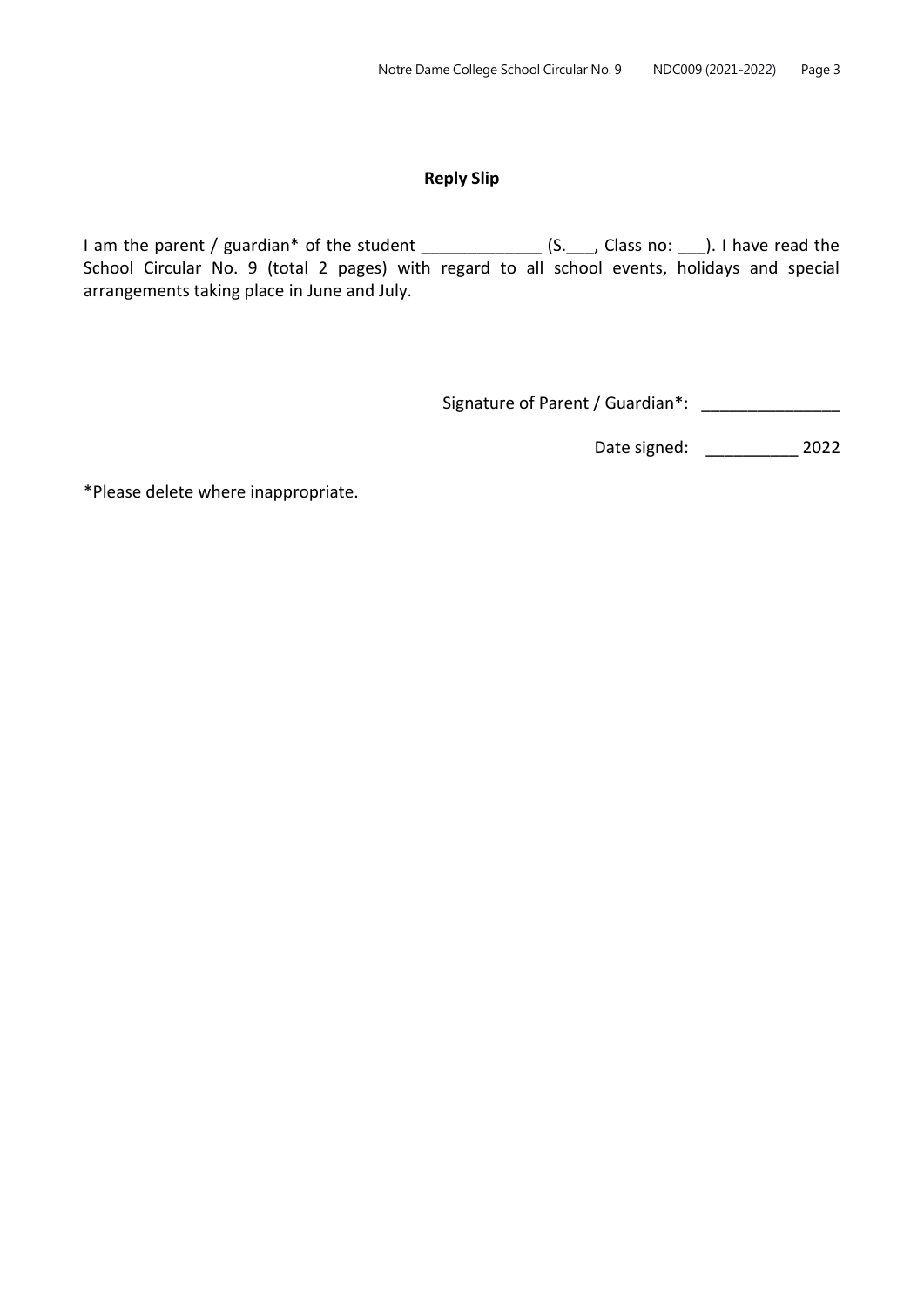**Reply Slip**

I am the parent / guardian* of the student _____________ (S.___, Class no: ___). I have read the School Circular No. 9 (total 2 pages) with regard to all school events, holidays and special arrangements taking place in June and July.

Signature of Parent / Guardian*: _______________

Date signed: __________ 2022

*Please delete where inappropriate.